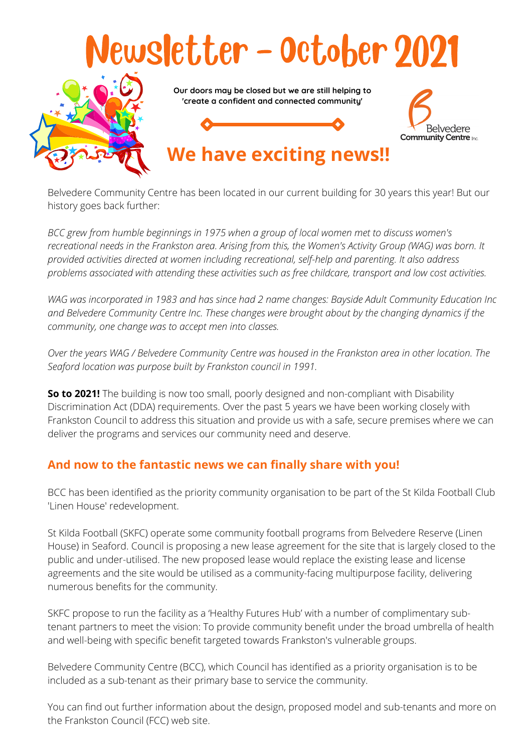# Newsletter - October 2021

**Our doors may be closed but we are still helping to 'create a confident and connected community'**

Belvedere Community Centre Inc.

## We have exciting news!!

Belvedere Community Centre has been located in our current building for 30 years this year! But our history goes back further:

*BCC grew from humble beginnings in 1975 when a group of local women met to discuss women's recreational needs in the Frankston area. Arising from this, the Women's Activity Group (WAG) was born. It provided activities directed at women including recreational, self-help and parenting. It also address problems associated with attending these activities such as free childcare, transport and low cost activities.*

*WAG was incorporated in 1983 and has since had 2 name changes: Bayside Adult Community Education Inc and Belvedere Community Centre Inc. These changes were brought about by the changing dynamics if the community, one change was to accept men into classes.*

*Over the years WAG / Belvedere Community Centre was housed in the Frankston area in other location. The Seaford location was purpose built by Frankston council in 1991.*

**So to 2021!** The building is now too small, poorly designed and non-compliant with Disability Discrimination Act (DDA) requirements. Over the past 5 years we have been working closely with Frankston Council to address this situation and provide us with a safe, secure premises where we can deliver the programs and services our community need and deserve.

### And now to the fantastic news we can finally share with you!

BCC has been identified as the priority community organisation to be part of the St Kilda Football Club 'Linen House' redevelopment.

St Kilda Football (SKFC) operate some community football programs from Belvedere Reserve (Linen House) in Seaford. Council is proposing a new lease agreement for the site that is largely closed to the public and under-utilised. The new proposed lease would replace the existing lease and license agreements and the site would be utilised as a community-facing multipurpose facility, delivering numerous benefits for the community.

SKFC propose to run the facility as a 'Healthy Futures Hub' with a number of complimentary sub-tenant partners to meet the vision: To provide community benefit under the broad umbrella of health and well-being with specific benefit targeted towards Frankston's vulnerable groups.

Belvedere Community Centre (BCC), which Council has identified as a priority organisation is to be included as a sub-tenant as their primary base to service the community.

You can find out further information about the design, proposed model and sub-tenants and more on the Frankston Council (FCC) web site.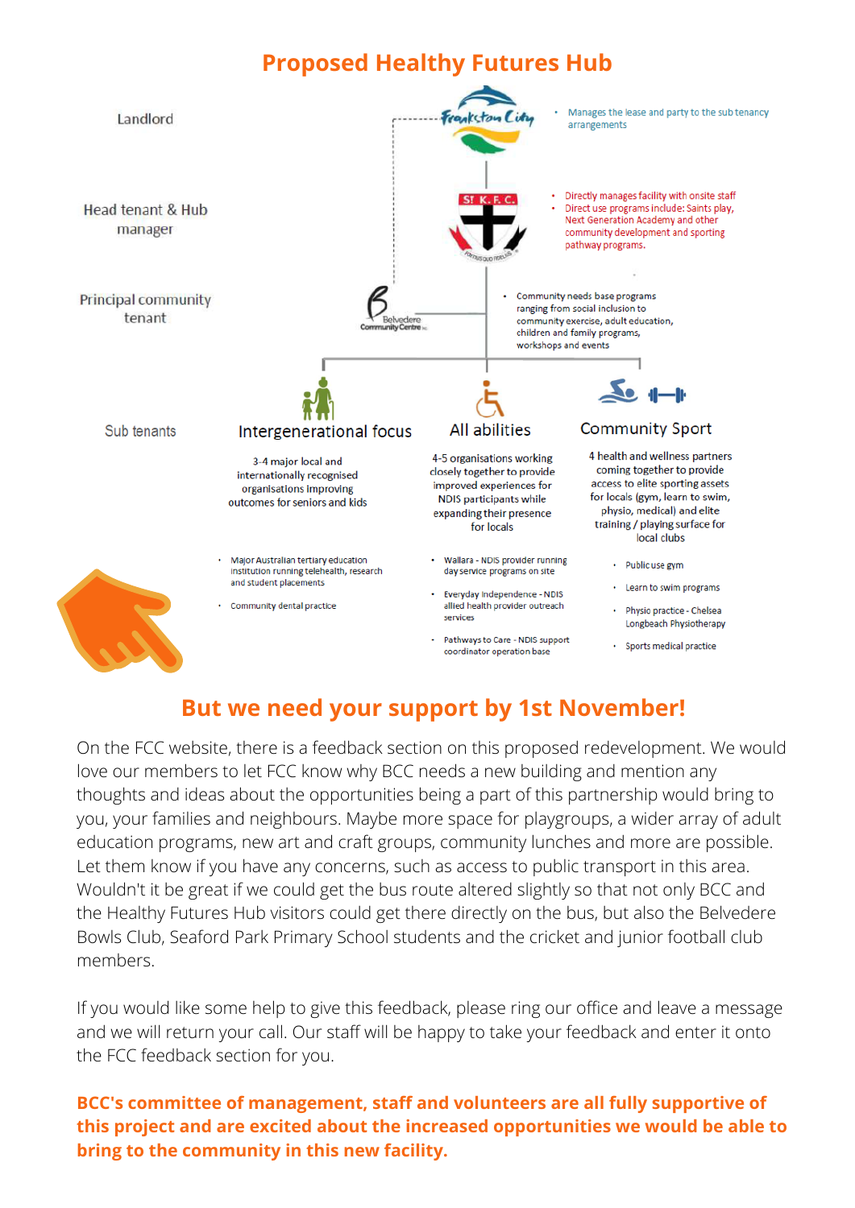# Proposed Healthy Futures Hub

**Landlord**

- Manages the lease and party to the sub tenancy arrangements

**Head tenant & Hub manager**

- Directly manages facility with onsite staff
- Direct use programs include: Saints play, Next Generation Academy and other community development and sporting pathway programs.

**Principal community tenant**

- Community needs base programs ranging from social inclusion to community exercise, adult education, children and family programs, workshops and events

**Sub tenants**

### Intergenerational focus

3-4 major local and internationally recognised organisations improving outcomes for seniors and kids

- Major Australian tertiary education institution running telehealth, research and student placements
- Community dental practice

### All abilities

4-5 organisations working closely together to provide improved experiences for NDIS participants while expanding their presence for locals

- Wallara - NDIS provider running day service programs on site
- Everyday Independence - NDIS allied health provider outreach services
- Pathways to Care - NDIS support coordinator operation base

### Community Sport

4 health and wellness partners coming together to provide access to elite sporting assets for locals (gym, learn to swim, physio, medical) and elite training / playing surface for local clubs

- Public use gym
- Learn to swim programs
- Physio practice - Chelsea Longbeach Physiotherapy
- Sports medical practice

## But we need your support by 1st November!

On the FCC website, there is a feedback section on this proposed redevelopment. We would love our members to let FCC know why BCC needs a new building and mention any thoughts and ideas about the opportunities being a part of this partnership would bring to you, your families and neighbours. Maybe more space for playgroups, a wider array of adult education programs, new art and craft groups, community lunches and more are possible. Let them know if you have any concerns, such as access to public transport in this area. Wouldn't it be great if we could get the bus route altered slightly so that not only BCC and the Healthy Futures Hub visitors could get there directly on the bus, but also the Belvedere Bowls Club, Seaford Park Primary School students and the cricket and junior football club members.

If you would like some help to give this feedback, please ring our office and leave a message and we will return your call. Our staff will be happy to take your feedback and enter it onto the FCC feedback section for you.

**BCC's committee of management, staff and volunteers are all fully supportive of this project and are excited about the increased opportunities we would be able to bring to the community in this new facility.**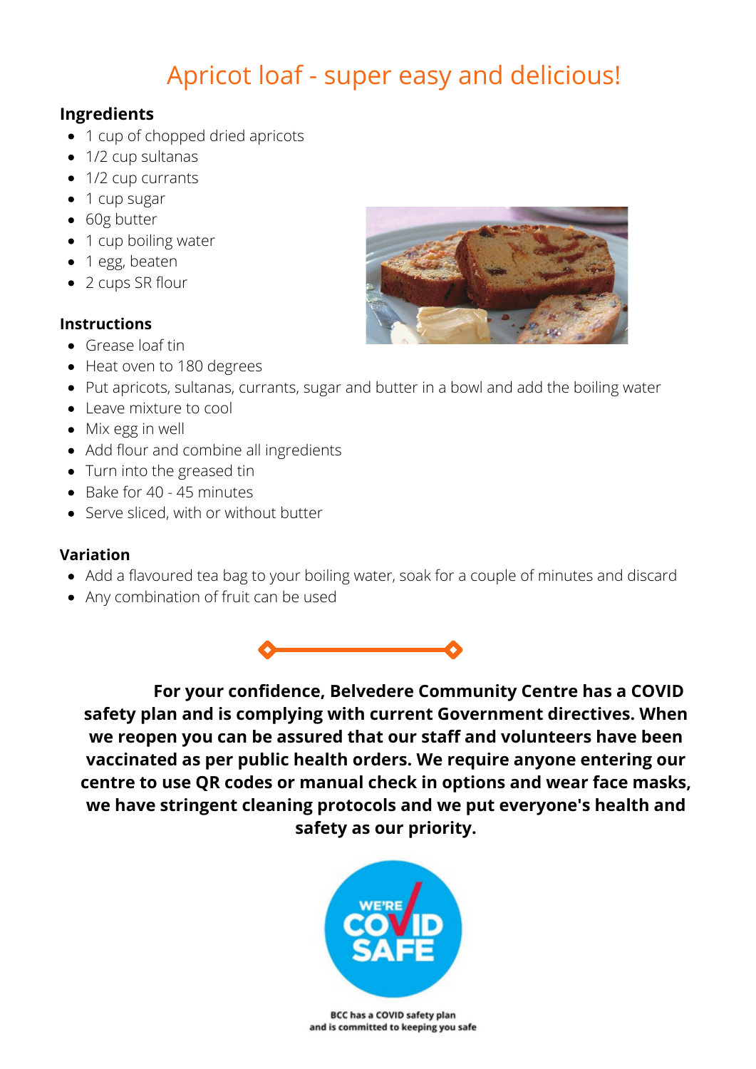# Apricot loaf - super easy and delicious!

## Ingredients

- 1 cup of chopped dried apricots
- 1/2 cup sultanas
- 1/2 cup currants
- 1 cup sugar
- 60g butter
- 1 cup boiling water
- 1 egg, beaten
- 2 cups SR flour

## Instructions

- Grease loaf tin
- Heat oven to 180 degrees
- Put apricots, sultanas, currants, sugar and butter in a bowl and add the boiling water
- Leave mixture to cool
- Mix egg in well
- Add flour and combine all ingredients
- Turn into the greased tin
- Bake for 40 - 45 minutes
- Serve sliced, with or without butter

## Variation

- Add a flavoured tea bag to your boiling water, soak for a couple of minutes and discard
- Any combination of fruit can be used

**For your confidence, Belvedere Community Centre has a COVID safety plan and is complying with current Government directives. When we reopen you can be assured that our staff and volunteers have been vaccinated as per public health orders. We require anyone entering our centre to use QR codes or manual check in options and wear face masks, we have stringent cleaning protocols and we put everyone's health and safety as our priority.**

WE'RE COVID SAFE

**BCC has a COVID safety plan and is committed to keeping you safe**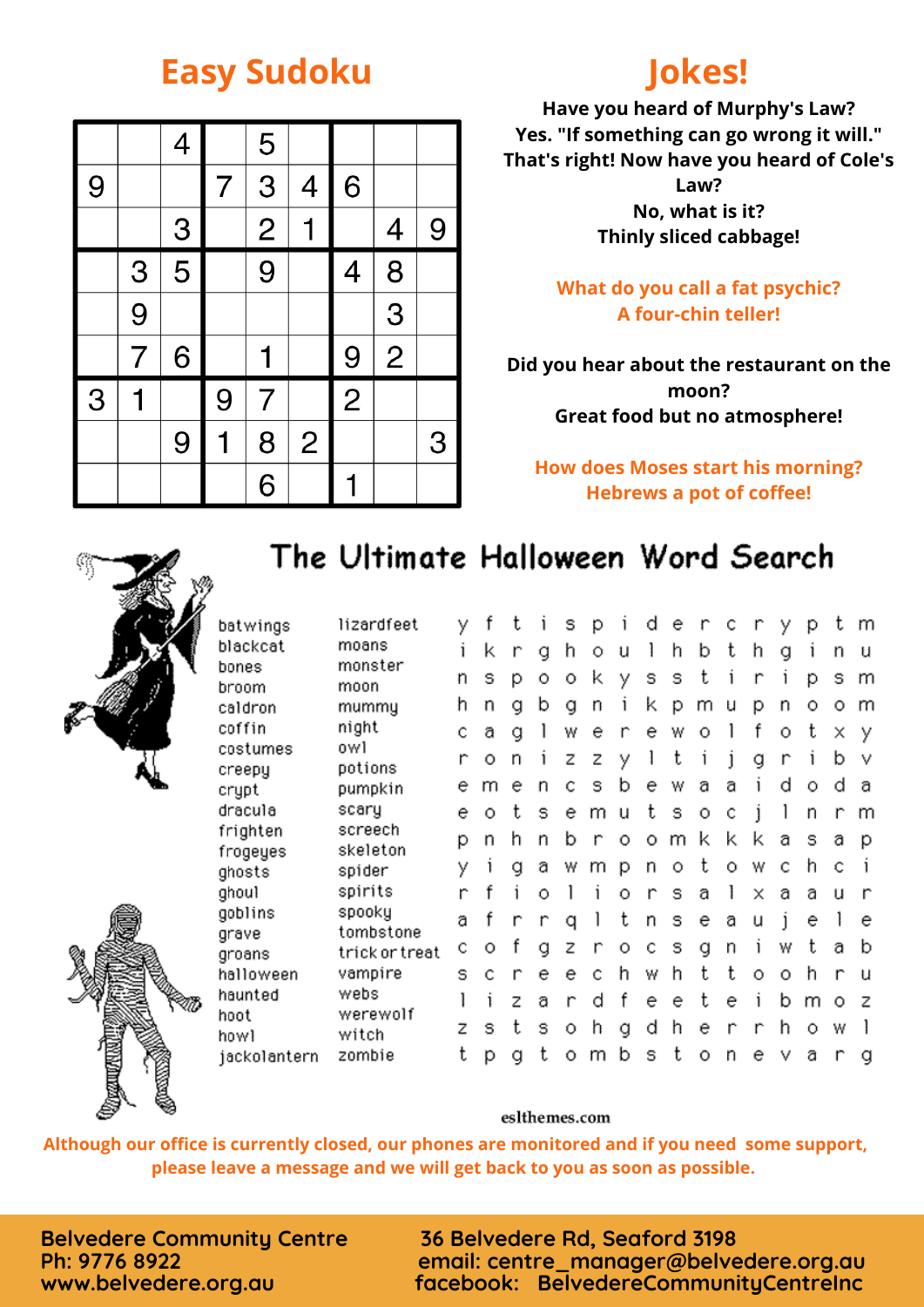## Easy Sudoku

| | | | | | | | | |
|---|---|---|---|---|---|---|---|---|
| | | 4 | | 5 | | | | |
| 9 | | | 7 | 3 | 4 | 6 | | |
| | | 3 | | 2 | 1 | | 4 | 9 |
| | 3 | 5 | | 9 | | 4 | 8 | |
| | 9 | | | | | | 3 | |
| | 7 | 6 | | 1 | | 9 | 2 | |
| 3 | 1 | | 9 | 7 | | 2 | | |
| | | 9 | 1 | 8 | 2 | | | 3 |
| | | | | 6 | | 1 | | |

## Jokes!

**Have you heard of Murphy's Law?**
**Yes. "If something can go wrong it will."**
**That's right! Now have you heard of Cole's Law?**
**No, what is it?**
**Thinly sliced cabbage!**

**What do you call a fat psychic?**
**A four-chin teller!**

**Did you hear about the restaurant on the moon?**
**Great food but no atmosphere!**

**How does Moses start his morning?**
**Hebrews a pot of coffee!**

## The Ultimate Halloween Word Search

| | |
|---|---|
| batwings | lizardfeet |
| blackcat | moans |
| bones | monster |
| broom | moon |
| caldron | mummy |
| coffin | night |
| costumes | owl |
| creepy | potions |
| crypt | pumpkin |
| dracula | scary |
| frighten | screech |
| frogeyes | skeleton |
| ghosts | spider |
| ghoul | spirits |
| goblins | spooky |
| grave | tombstone |
| groans | trickortreat |
| halloween | vampire |
| haunted | webs |
| hoot | werewolf |
| howl | witch |
| jackolantern | zombie |

```
y f t i s p i d e r c r y p t m
i k r g h o u l h b t h g i n u
n s p o o k y s s t i r i p s m
h n g b g n i k p m u p n o o m
c a g l w e r e w o l f o t x y
r o n i z z y l t i j g r i b v
e m e n c s b e w a a i d o d a
e o t s e m u t s o c j l n r m
p n h n b r o o m k k k a s a p
y i g a w m p n o t o w c h c i
r f i o l i o r s a l x a a u r
a f r r q l t n s e a u j e l e
c o f g z r o c s g n i w t a b
s c r e e c h w h t t o o h r u
l i z a r d f e e t e i b m o z
z s t s o h g d h e r r h o w l
t p g t o m b s t o n e v a r g
```

eslthemes.com

**Although our office is currently closed, our phones are monitored and if you need some support, please leave a message and we will get back to you as soon as possible.**

**Belvedere Community Centre**
**Ph: 9776 8922**
**www.belvedere.org.au**

**36 Belvedere Rd, Seaford 3198**
**email: centre_manager@belvedere.org.au**
**facebook: BelvedereCommunityCentreInc**